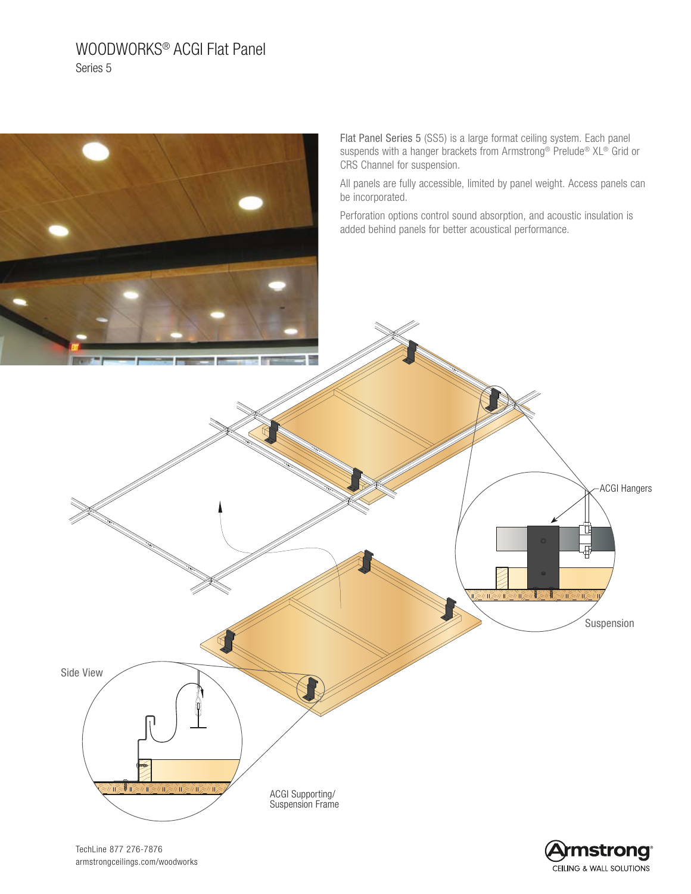# WOODWORKS® ACGI Flat Panel

Series 5

Flat Panel Series 5 (SS5) is a large format ceiling system. Each panel suspends with a hanger brackets from Armstrong® Prelude® XL® Grid or CRS Channel for suspension.

All panels are fully accessible, limited by panel weight. Access panels can be incorporated.

Perforation options control sound absorption, and acoustic insulation is added behind panels for better acoustical performance.

ACGI Hangers

Suspension

Side View

ACGI Supporting/ Suspension Frame

TechLine 877 276-7876
armstrongceilings.com/woodworks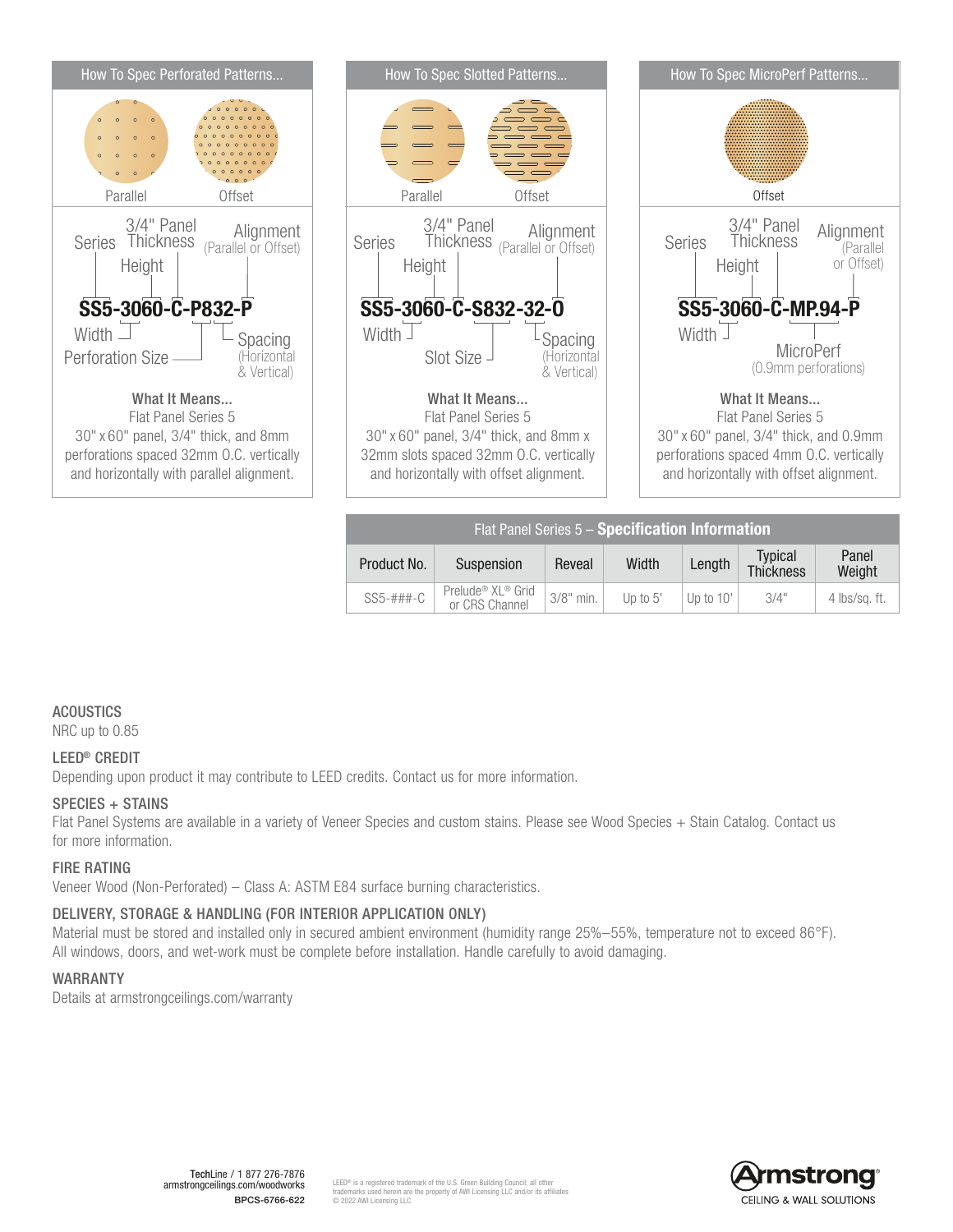## How To Spec Perforated Patterns...

Parallel Offset

Series · 3/4" Panel Thickness · Height · Alignment (Parallel or Offset)

**SS5-3060-C-P832-P**

Width · Perforation Size · Spacing (Horizontal & Vertical)

**What It Means...**
Flat Panel Series 5
30" x 60" panel, 3/4" thick, and 8mm perforations spaced 32mm O.C. vertically and horizontally with parallel alignment.

## How To Spec Slotted Patterns...

Parallel Offset

Series · 3/4" Panel Thickness · Height · Alignment (Parallel or Offset)

**SS5-3060-C-S832-32-O**

Width · Slot Size · Spacing (Horizontal & Vertical)

**What It Means...**
Flat Panel Series 5
30" x 60" panel, 3/4" thick, and 8mm x 32mm slots spaced 32mm O.C. vertically and horizontally with offset alignment.

## How To Spec MicroPerf Patterns...

Offset

Series · 3/4" Panel Thickness · Height · Alignment (Parallel or Offset)

**SS5-3060-C-MP.94-P**

Width · MicroPerf (0.9mm perforations)

**What It Means...**
Flat Panel Series 5
30" x 60" panel, 3/4" thick, and 0.9mm perforations spaced 4mm O.C. vertically and horizontally with offset alignment.

## Flat Panel Series 5 – Specification Information

| Product No. | Suspension | Reveal | Width | Length | Typical Thickness | Panel Weight |
|---|---|---|---|---|---|---|
| SS5-###-C | Prelude® XL® Grid or CRS Channel | 3/8" min. | Up to 5' | Up to 10' | 3/4" | 4 lbs/sq. ft. |

### ACOUSTICS
NRC up to 0.85

### LEED® CREDIT
Depending upon product it may contribute to LEED credits. Contact us for more information.

### SPECIES + STAINS
Flat Panel Systems are available in a variety of Veneer Species and custom stains. Please see Wood Species + Stain Catalog. Contact us for more information.

### FIRE RATING
Veneer Wood (Non-Perforated) – Class A: ASTM E84 surface burning characteristics.

### DELIVERY, STORAGE & HANDLING (FOR INTERIOR APPLICATION ONLY)
Material must be stored and installed only in secured ambient environment (humidity range 25%–55%, temperature not to exceed 86°F). All windows, doors, and wet-work must be complete before installation. Handle carefully to avoid damaging.

### WARRANTY
Details at armstrongceilings.com/warranty

**TechLine** / 1 877 276-7876
armstrongceilings.com/woodworks
BPCS-6766-622

LEED® is a registered trademark of the U.S. Green Building Council; all other trademarks used herein are the property of AWI Licensing LLC and/or its affiliates
© 2022 AWI Licensing LLC

Armstrong® CEILING & WALL SOLUTIONS